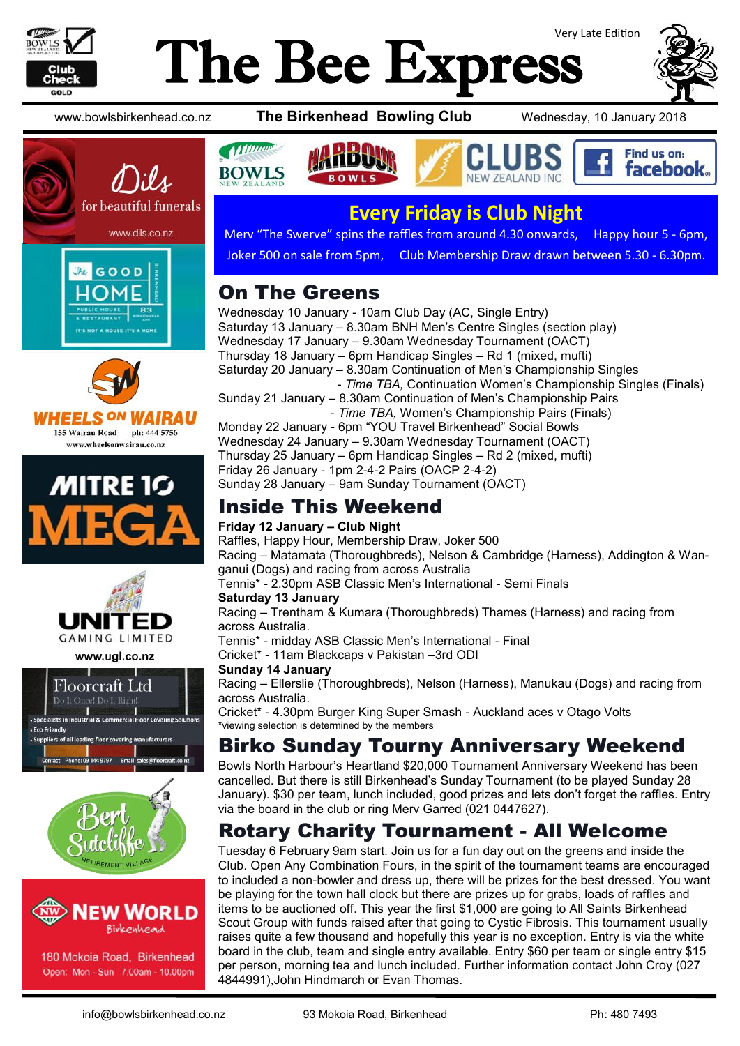# The Bee Express

Very Late Edition

www.bowlsbirkenhead.co.nz | **The Birkenhead Bowling Club** | Wednesday, 10 January 2018

Dils for beautiful funerals www.dils.co.nz

The GOOD HOME Birkenhead — Public House & Restaurant — 83 Birkenhead Ave — It's not a house it's a home

WHEELS ON WAIRAU 155 Wairau Road ph: 444 5756 www.wheelsonwairau.co.nz

MITRE 10 MEGA

UNITED GAMING LIMITED www.ugl.co.nz

Floorcraft Ltd — Do It Once! Do It Right!
- Specialists in Industrial & Commercial Floor Covering Solutions
- Eco Friendly
- Suppliers of all leading floor covering manufacturers

Contact Phone: 09 444 9757 Email: sales@floorcraft.co.nz

Bert Sutcliffe Retirement Village

NEW WORLD Birkenhead — 180 Mokoia Road, Birkenhead — Open: Mon - Sun 7.00am - 10.00pm

BOWLS NEW ZEALAND | HARBOUR BOWLS | CLUBS NEW ZEALAND INC | Find us on: facebook

## Every Friday is Club Night

Merv "The Swerve" spins the raffles from around 4.30 onwards, Happy hour 5 - 6pm, Joker 500 on sale from 5pm, Club Membership Draw drawn between 5.30 - 6.30pm.

## On The Greens

Wednesday 10 January - 10am Club Day (AC, Single Entry)
Saturday 13 January – 8.30am BNH Men's Centre Singles (section play)
Wednesday 17 January – 9.30am Wednesday Tournament (OACT)
Thursday 18 January – 6pm Handicap Singles – Rd 1 (mixed, mufti)
Saturday 20 January – 8.30am Continuation of Men's Championship Singles
- *Time TBA,* Continuation Women's Championship Singles (Finals)

Sunday 21 January – 8.30am Continuation of Men's Championship Pairs
- *Time TBA,* Women's Championship Pairs (Finals)

Monday 22 January - 6pm "YOU Travel Birkenhead" Social Bowls
Wednesday 24 January – 9.30am Wednesday Tournament (OACT)
Thursday 25 January – 6pm Handicap Singles – Rd 2 (mixed, mufti)
Friday 26 January - 1pm 2-4-2 Pairs (OACP 2-4-2)
Sunday 28 January – 9am Sunday Tournament (OACT)

## Inside This Weekend

**Friday 12 January – Club Night**
Raffles, Happy Hour, Membership Draw, Joker 500
Racing – Matamata (Thoroughbreds), Nelson & Cambridge (Harness), Addington & Wanganui (Dogs) and racing from across Australia
Tennis* - 2.30pm ASB Classic Men's International - Semi Finals

**Saturday 13 January**
Racing – Trentham & Kumara (Thoroughbreds) Thames (Harness) and racing from across Australia.
Tennis* - midday ASB Classic Men's International - Final
Cricket* - 11am Blackcaps v Pakistan –3rd ODI

**Sunday 14 January**
Racing – Ellerslie (Thoroughbreds), Nelson (Harness), Manukau (Dogs) and racing from across Australia.
Cricket* - 4.30pm Burger King Super Smash - Auckland aces v Otago Volts
*viewing selection is determined by the members

## Birko Sunday Tourny Anniversary Weekend

Bowls North Harbour's Heartland $20,000 Tournament Anniversary Weekend has been cancelled. But there is still Birkenhead's Sunday Tournament (to be played Sunday 28 January). $30 per team, lunch included, good prizes and lets don't forget the raffles. Entry via the board in the club or ring Merv Garred (021 0447627).

## Rotary Charity Tournament - All Welcome

Tuesday 6 February 9am start. Join us for a fun day out on the greens and inside the Club. Open Any Combination Fours, in the spirit of the tournament teams are encouraged to included a non-bowler and dress up, there will be prizes for the best dressed. You want be playing for the town hall clock but there are prizes up for grabs, loads of raffles and items to be auctioned off. This year the first $1,000 are going to All Saints Birkenhead Scout Group with funds raised after that going to Cystic Fibrosis. This tournament usually raises quite a few thousand and hopefully this year is no exception. Entry is via the white board in the club, team and single entry available. Entry $60 per team or single entry $15 per person, morning tea and lunch included. Further information contact John Croy (027 4844991),John Hindmarch or Evan Thomas.

info@bowlsbirkenhead.co.nz | 93 Mokoia Road, Birkenhead | Ph: 480 7493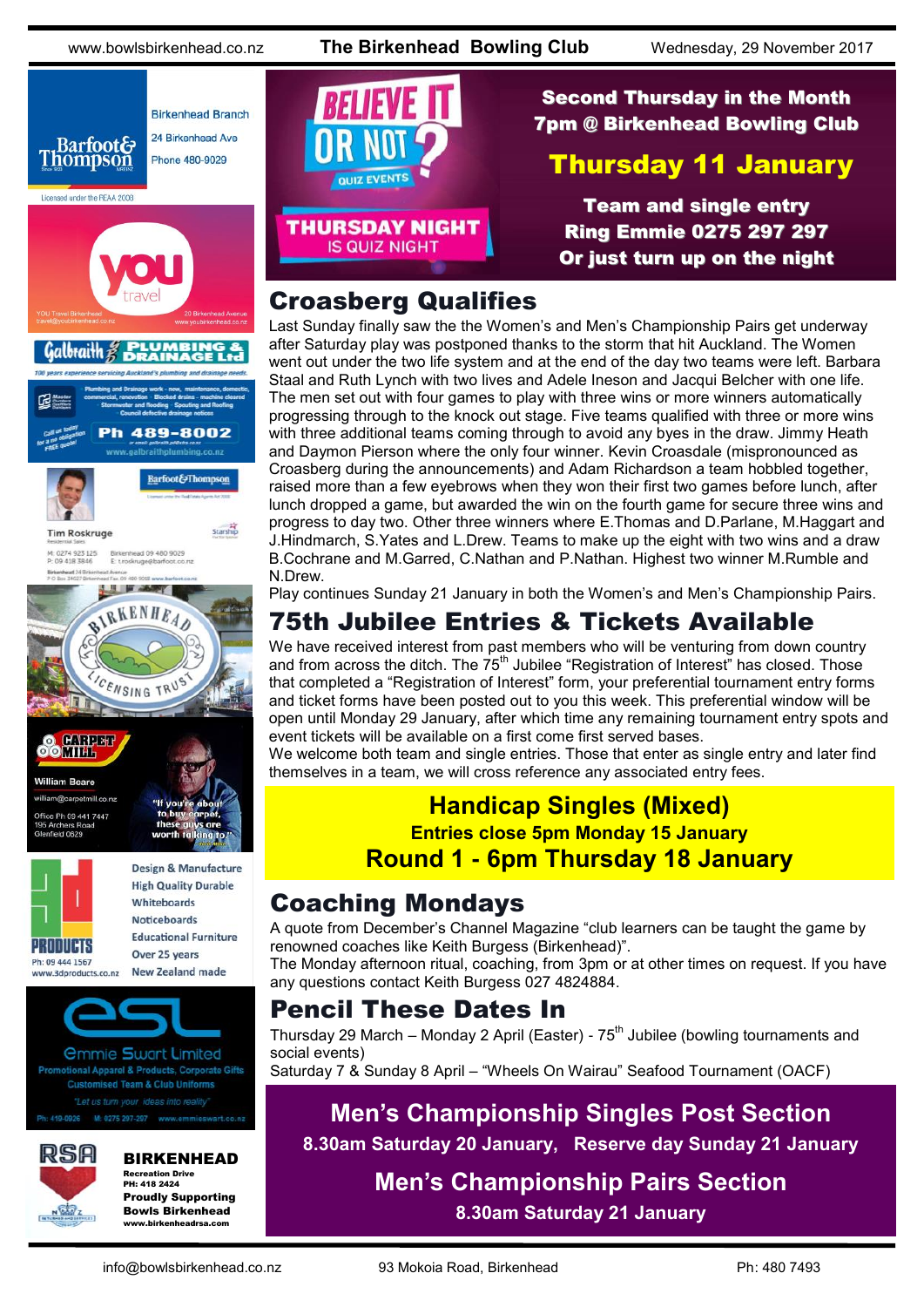## Believe It or Not Quiz Events — Thursday Night is Quiz Night

**Second Thursday in the Month**
**7pm @ Birkenhead Bowling Club**

**Thursday 11 January**

**Team and single entry**
**Ring Emmie 0275 297 297**
**Or just turn up on the night**

## Croasberg Qualifies

Last Sunday finally saw the the Women's and Men's Championship Pairs get underway after Saturday play was postponed thanks to the storm that hit Auckland. The Women went out under the two life system and at the end of the day two teams were left. Barbara Staal and Ruth Lynch with two lives and Adele Ineson and Jacqui Belcher with one life. The men set out with four games to play with three wins or more winners automatically progressing through to the knock out stage. Five teams qualified with three or more wins with three additional teams coming through to avoid any byes in the draw. Jimmy Heath and Daymon Pierson where the only four winner. Kevin Croasdale (mispronounced as Croasberg during the announcements) and Adam Richardson a team hobbled together, raised more than a few eyebrows when they won their first two games before lunch, after lunch dropped a game, but awarded the win on the fourth game for secure three wins and progress to day two. Other three winners where E.Thomas and D.Parlane, M.Haggart and J.Hindmarch, S.Yates and L.Drew. Teams to make up the eight with two wins and a draw B.Cochrane and M.Garred, C.Nathan and P.Nathan. Highest two winner M.Rumble and N.Drew.

Play continues Sunday 21 January in both the Women's and Men's Championship Pairs.

## 75th Jubilee Entries & Tickets Available

We have received interest from past members who will be venturing from down country and from across the ditch. The 75th Jubilee "Registration of Interest" has closed. Those that completed a "Registration of Interest" form, your preferential tournament entry forms and ticket forms have been posted out to you this week. This preferential window will be open until Monday 29 January, after which time any remaining tournament entry spots and event tickets will be available on a first come first served basis.

We welcome both team and single entries. Those that enter as single entry and later find themselves in a team, we will cross reference any associated entry fees.

## Handicap Singles (Mixed)

**Entries close 5pm Monday 15 January**

**Round 1 - 6pm Thursday 18 January**

## Coaching Mondays

A quote from December's Channel Magazine "club learners can be taught the game by renowned coaches like Keith Burgess (Birkenhead)".

The Monday afternoon ritual, coaching, from 3pm or at other times on request. If you have any questions contact Keith Burgess 027 4824884.

## Pencil These Dates In

Thursday 29 March – Monday 2 April (Easter) - 75th Jubilee (bowling tournaments and social events)

Saturday 7 & Sunday 8 April – "Wheels On Wairau" Seafood Tournament (OACF)

## Men's Championship Singles Post Section

**8.30am Saturday 20 January, Reserve day Sunday 21 January**

## Men's Championship Pairs Section

**8.30am Saturday 21 January**

---

**Barfoot & Thompson** — Birkenhead Branch, 24 Birkenhead Ave, Phone 480-9029. Licensed under the REAA 2008

**YOU travel** — YOU Travel Birkenhead, travel@youbirkenhead.co.nz, 20 Birkenhead Avenue, www.youbirkenhead.co.nz

**Galbraith Plumbing & Drainage Ltd** — 100 years experience servicing Auckland's plumbing and drainage needs. Plumbing and Drainage work - new, maintenance, domestic, commercial, renovation · Blocked drains - machine cleared · Stormwater and flooding · Spouting and Roofing · Council defective drainage notices. Call us today for a no obligation FREE quote! Ph 489-8002 or email galbraith.pd@xtra.co.nz www.galbraithplumbing.co.nz

**Barfoot & Thompson** — Tim Roskruge, Residential Sales. M: 0274 923 125, P: 09 418 3846, Birkenhead 09 480 9029, E: t.roskruge@barfoot.co.nz. Birkenhead 24 Birkenhead Avenue, P O Box 34027 Birkenhead Fax: 09 480 9018 www.barfoot.co.nz

**Birkenhead Licensing Trust**

**Carpet Mill** — William Beare, william@carpetmill.co.nz, Office Ph 09 441 7447, 195 Archers Road, Glenfield 0629. "If you're about to buy carpet, these guys are worth talking to."

**3D Products** — Design & Manufacture, High Quality Durable, Whiteboards, Noticeboards, Educational Furniture, Over 25 years, New Zealand made. Ph: 09 444 1567 www.3dproducts.co.nz

**ESL Emmie Swart Limited** — Promotional Apparel & Products, Corporate Gifts, Customised Team & Club Uniforms. "Let us turn your ideas into reality". Ph: 410-0926 M: 0275 297-297 www.emmieswart.co.nz

**RSA Birkenhead** — Recreation Drive, PH: 418 2424. Proudly Supporting Bowls Birkenhead. www.birkenheadrsa.com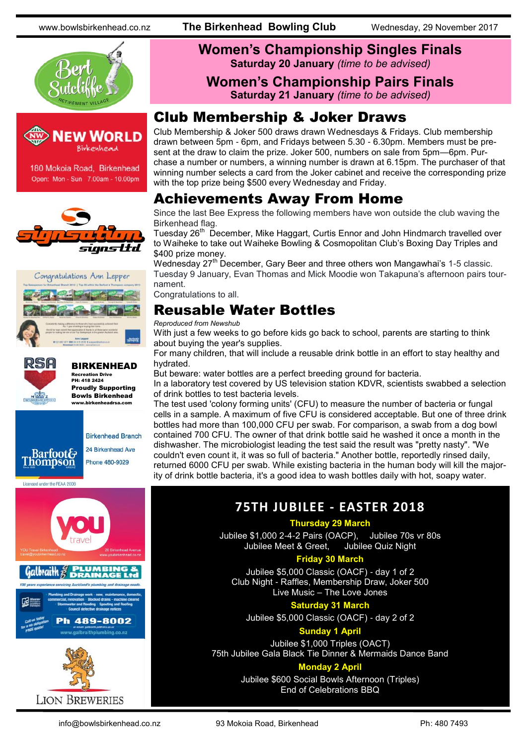# Women's Championship Singles Finals

**Saturday 20 January** *(time to be advised)*

# Women's Championship Pairs Finals

**Saturday 21 January** *(time to be advised)*

## Club Membership & Joker Draws

Club Membership & Joker 500 draws drawn Wednesdays & Fridays. Club membership drawn between 5pm - 6pm, and Fridays between 5.30 - 6.30pm. Members must be present at the draw to claim the prize. Joker 500, numbers on sale from 5pm—6pm. Purchase a number or numbers, a winning number is drawn at 6.15pm. The purchaser of that winning number selects a card from the Joker cabinet and receive the corresponding prize with the top prize being $500 every Wednesday and Friday.

## Achievements Away From Home

Since the last Bee Express the following members have won outside the club waving the Birkenhead flag.

Tuesday 26th December, Mike Haggart, Curtis Ennor and John Hindmarch travelled over to Waiheke to take out Waiheke Bowling & Cosmopolitan Club's Boxing Day Triples and $400 prize money.

Wednesday 27th December, Gary Beer and three others won Mangawhai's 1-5 classic.

Tuesday 9 January, Evan Thomas and Mick Moodie won Takapuna's afternoon pairs tournament.

Congratulations to all.

## Reusable Water Bottles

*Reproduced from Newshub*

With just a few weeks to go before kids go back to school, parents are starting to think about buying the year's supplies.

For many children, that will include a reusable drink bottle in an effort to stay healthy and hydrated.

But beware: water bottles are a perfect breeding ground for bacteria.

In a laboratory test covered by US television station KDVR, scientists swabbed a selection of drink bottles to test bacteria levels.

The test used 'colony forming units' (CFU) to measure the number of bacteria or fungal cells in a sample. A maximum of five CFU is considered acceptable. But one of three drink bottles had more than 100,000 CFU per swab. For comparison, a swab from a dog bowl contained 700 CFU. The owner of that drink bottle said he washed it once a month in the dishwasher. The microbiologist leading the test said the result was "pretty nasty". "We couldn't even count it, it was so full of bacteria." Another bottle, reportedly rinsed daily, returned 6000 CFU per swab. While existing bacteria in the human body will kill the majority of drink bottle bacteria, it's a good idea to wash bottles daily with hot, soapy water.

## 75TH JUBILEE - EASTER 2018

**Thursday 29 March**

Jubilee $1,000 2-4-2 Pairs (OACP), Jubilee 70s vr 80s
Jubilee Meet & Greet, Jubilee Quiz Night

**Friday 30 March**

Jubilee $5,000 Classic (OACF) - day 1 of 2
Club Night - Raffles, Membership Draw, Joker 500
Live Music – The Love Jones

**Saturday 31 March**

Jubilee $5,000 Classic (OACF) - day 2 of 2

**Sunday 1 April**

Jubilee $1,000 Triples (OACT)
75th Jubilee Gala Black Tie Dinner & Mermaids Dance Band

**Monday 2 April**

Jubilee $600 Social Bowls Afternoon (Triples)
End of Celebrations BBQ

---

Bert Sutcliffe Retirement Village

NEW WORLD Birkenhead
180 Mokoia Road, Birkenhead
Open: Mon - Sun 7.00am - 10.00pm

signsation signs ltd

Congratulations Ann Lepper

RSA BIRKENHEAD
Recreation Drive
PH: 418 2424
Proudly Supporting Bowls Birkenhead
www.birkenheadrsa.com

Barfoot & Thompson
Birkenhead Branch
24 Birkenhead Ave
Phone 480-9029
Licensed under the REAA 2008

you travel
YOU Travel Birkenhead
travel@youbirkenhead.co.nz
20 Birkenhead Avenue
www.youbirkenhead.co.nz

Galbraith PLUMBING & DRAINAGE Ltd
100 years experience servicing Auckland's plumbing and drainage needs.
Plumbing and Drainage work - new, maintenance, domestic, commercial, renovation · Blocked drains - machine cleared · Stormwater and flooding · Spouting and Roofing · Council defective drainage notices
Call us today for a no obligation FREE quote!
Ph 489-8002
www.galbraithplumbing.co.nz

LION BREWERIES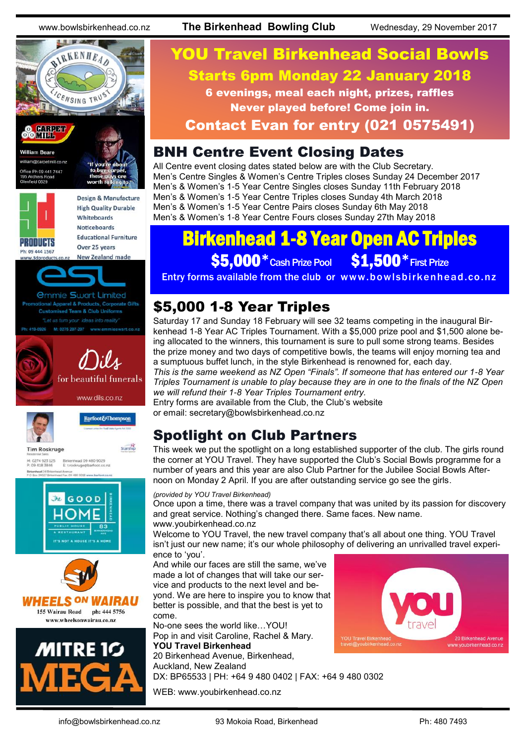# YOU Travel Birkenhead Social Bowls

## Starts 6pm Monday 22 January 2018

**6 evenings, meal each night, prizes, raffles**

**Never played before! Come join in.**

**Contact Evan for entry (021 0575491)**

## BNH Centre Event Closing Dates

All Centre event closing dates stated below are with the Club Secretary.
Men's Centre Singles & Women's Centre Triples closes Sunday 24 December 2017
Men's & Women's 1-5 Year Centre Singles closes Sunday 11th February 2018
Men's & Women's 1-5 Year Centre Triples closes Sunday 4th March 2018
Men's & Women's 1-5 Year Centre Pairs closes Sunday 6th May 2018
Men's & Women's 1-8 Year Centre Fours closes Sunday 27th May 2018

## Birkenhead 1-8 Year Open AC Triples

**$5,000\* Cash Prize Pool $1,500\* First Prize**

Entry forms available from the club or www.bowlsbirkenhead.co.nz

## $5,000 1-8 Year Triples

Saturday 17 and Sunday 18 February will see 32 teams competing in the inaugural Birkenhead 1-8 Year AC Triples Tournament. With a $5,000 prize pool and $1,500 alone being allocated to the winners, this tournament is sure to pull some strong teams. Besides the prize money and two days of competitive bowls, the teams will enjoy morning tea and a sumptuous buffet lunch, in the style Birkenhead is renowned for, each day.

*This is the same weekend as NZ Open "Finals". If someone that has entered our 1-8 Year Triples Tournament is unable to play because they are in one to the finals of the NZ Open we will refund their 1-8 Year Triples Tournament entry.*

Entry forms are available from the Club, the Club's website
or email: secretary@bowlsbirkenhead.co.nz

## Spotlight on Club Partners

This week we put the spotlight on a long established supporter of the club. The girls round the corner at YOU Travel. They have supported the Club's Social Bowls programme for a number of years and this year are also Club Partner for the Jubilee Social Bowls Afternoon on Monday 2 April. If you are after outstanding service go see the girls.

*(provided by YOU Travel Birkenhead)*

Once upon a time, there was a travel company that was united by its passion for discovery and great service. Nothing's changed there. Same faces. New name.
www.youbirkenhead.co.nz

Welcome to YOU Travel, the new travel company that's all about one thing. YOU Travel isn't just our new name; it's our whole philosophy of delivering an unrivalled travel experience to 'you'.

And while our faces are still the same, we've made a lot of changes that will take our service and products to the next level and beyond. We are here to inspire you to know that better is possible, and that the best is yet to come.

No-one sees the world like…YOU!

Pop in and visit Caroline, Rachel & Mary.

**YOU Travel Birkenhead**
20 Birkenhead Avenue, Birkenhead,
Auckland, New Zealand
DX: BP65533 | PH: +64 9 480 0402 | FAX: +64 9 480 0302

WEB: www.youbirkenhead.co.nz

YOU Travel Birkenhead
travel@youbirkenhead.co.nz
20 Birkenhead Avenue
www.youbirkenhead.co.nz

Birkenhead Licensing Trust

Carpet Mill
William Beare
william@carpetmill.co.nz
Office Ph 09 441 7447
195 Archers Road
Glenfield 0629
"If you're about to buy carpet, these guys are worth talking to."

3D Products
Ph: 09 444 1567
www.3dproducts.co.nz
Design & Manufacture
High Quality Durable
Whiteboards
Noticeboards
Educational Furniture
Over 25 years
New Zealand made

esl
Emmie Swart Limited
Promotional Apparel & Products, Corporate Gifts
Customised Team & Club Uniforms
"Let us turn your ideas into reality"
Ph: 419-0926 M: 0275 297-297 www.emmieswart.co.nz

Dils
for beautiful funerals
www.dils.co.nz

Barfoot&Thompson
Tim Roskruge
M: 0274 923 125
P: 09 418 3846
Birkenhead 09 480 9029
E: troskruge@barfoot.co.nz

The Good Home
Birkenhead
Public House & Restaurant
83 Birkenhead Ave
It's not a house it's a home

Wheels on Wairau
155 Wairau Road ph: 444 5756
www.wheelsonwairau.co.nz

Mitre 10 Mega